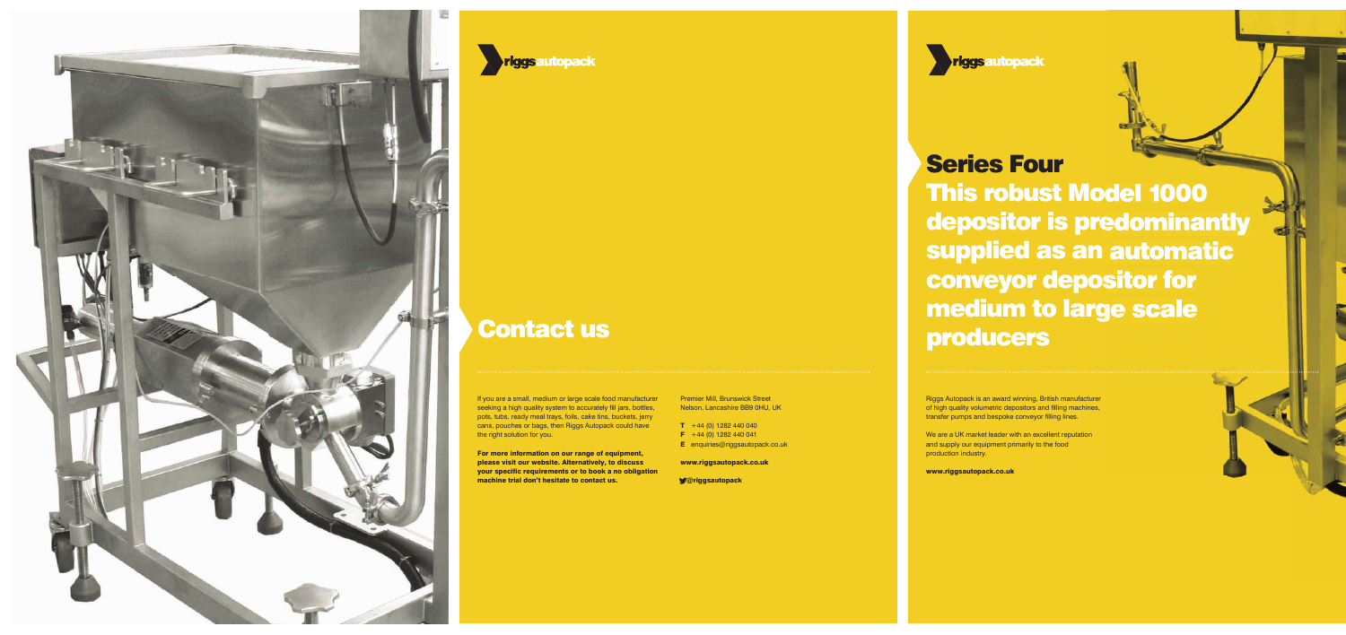riggsautopack

## Contact us

If you are a small, medium or large scale food manufacturer seeking a high quality system to accurately fill jars, bottles, pots, tubs, ready meal trays, foils, cake tins, buckets, jerry cans, pouches or bags, then Riggs Autopack could have the right solution for you.

**For more information on our range of equipment, please visit our website. Alternatively, to discuss your specific requirements or to book a no obligation machine trial don't hesitate to contact us.**

Premier Mill, Brunswick Street
Nelson, Lancashire BB9 0HU, UK

**T** +44 (0) 1282 440 040
**F** +44 (0) 1282 440 041
**E** enquiries@riggsautopack.co.uk

**www.riggsautopack.co.uk**

**@riggsautopack**

riggsautopack

# Series Four

## This robust Model 1000 depositor is predominantly supplied as an automatic conveyor depositor for medium to large scale producers

Riggs Autopack is an award winning, British manufacturer of high quality volumetric depositors and filling machines, transfer pumps and bespoke conveyor filling lines.

We are a UK market leader with an excellent reputation and supply our equipment primarily to the food production industry.

**www.riggsautopack.co.uk**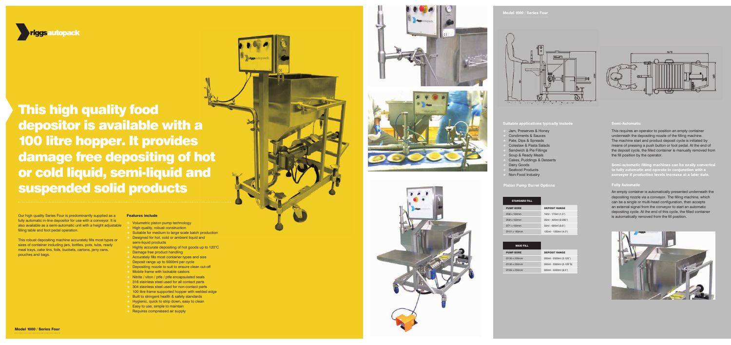# This high quality food depositor is available with a 100 litre hopper. It provides damage free depositing of hot or cold liquid, semi-liquid and suspended solid products

Our high quality Series Four is predominantly supplied as a fully automatic in-line depositor for use with a conveyor. It is also available as a semi-automatic unit with a height adjustable filling table and foot pedal operation.

This robust depositing machine accurately fills most types or sizes of container including jars, bottles, pots, tubs, ready meal trays, cake tins, foils, buckets, cartons, jerry cans, pouches and bags.

### Features include

- Volumetric piston pump technology
- High quality, robust construction
- Suitable for medium to large scale batch production
- Designed for hot, cold or ambient liquid and semi-liquid products
- Highly accurate depositing of hot goods up to 120°C
- Damage free product handling
- Accurately fills most container types and size
- Deposit range up to 5000ml per cycle
- Depositing nozzle to suit to ensure clean cut-off
- Mobile frame with lockable castors
- Nitrite / viton / ptfe / ptfe encapsulated seals
- 316 stainless steel used for all contact parts
- 304 stainless steel used for non-contact parts
- 100 litre frame supported hopper with welded edge
- Built to stringent health & safety standards
- Hygienic, quick to strip down, easy to clean
- Easy to use, simple to maintain
- Requires compressed air supply

Model 1000 / Series Four

## Model 1000 / Series Four

### Suitable applications typically include

- Jam, Preserves & Honey
- Condiments & Sauces
- Pate, Dips & Spreads
- Coleslaw & Pasta Salads
- Sandwich & Pie Fillings
- Soup & Ready Meals
- Cakes, Puddings & Desserts
- Dairy Goods
- Seafood Products
- Non-Food Industry

### Piston Pump Barrel Options

**STANDARD FILL**

| PUMP BORE | DEPOSIT RANGE |
|---|---|
| Ø38 x 160mm | 10ml - 170ml (1.5") |
| Ø58 x 160mm | 25ml - 400ml (2.285") |
| Ø71 x 160mm | 50ml - 600ml (2.8") |
| Ø101 x 160mm | 125ml - 1200ml (4.0") |

**MAXI FILL**

| PUMP BORE | DEPOSIT RANGE |
|---|---|
| Ø130 x 225mm | 300ml - 2500ml (5.125") |
| Ø130 x 250mm | 300ml - 3300ml (5.125"S) |
| Ø165 x 250mm | 500ml - 5000ml (6.5") |

### Semi-Automatic

This requires an operator to position an empty container underneath the depositing nozzle of the filling machine. The machine start and product deposit cycle is initiated by means of pressing a push button or foot pedal. At the end of the deposit cycle, the filled container is manually removed from the fill position by the operator.

**Semi-automatic filling machines can be easily converted to fully automatic and operate in conjunction with a conveyor if production levels increase at a later date.**

### Fully Automatic

An empty container is automatically presented underneath the depositing nozzle via a conveyor. The filling machine, which can be a single or multi-head configuration, then accepts an external signal from the conveyor to start an automatic depositing cycle. At the end of this cycle, the filled container is automatically removed from the fill position.